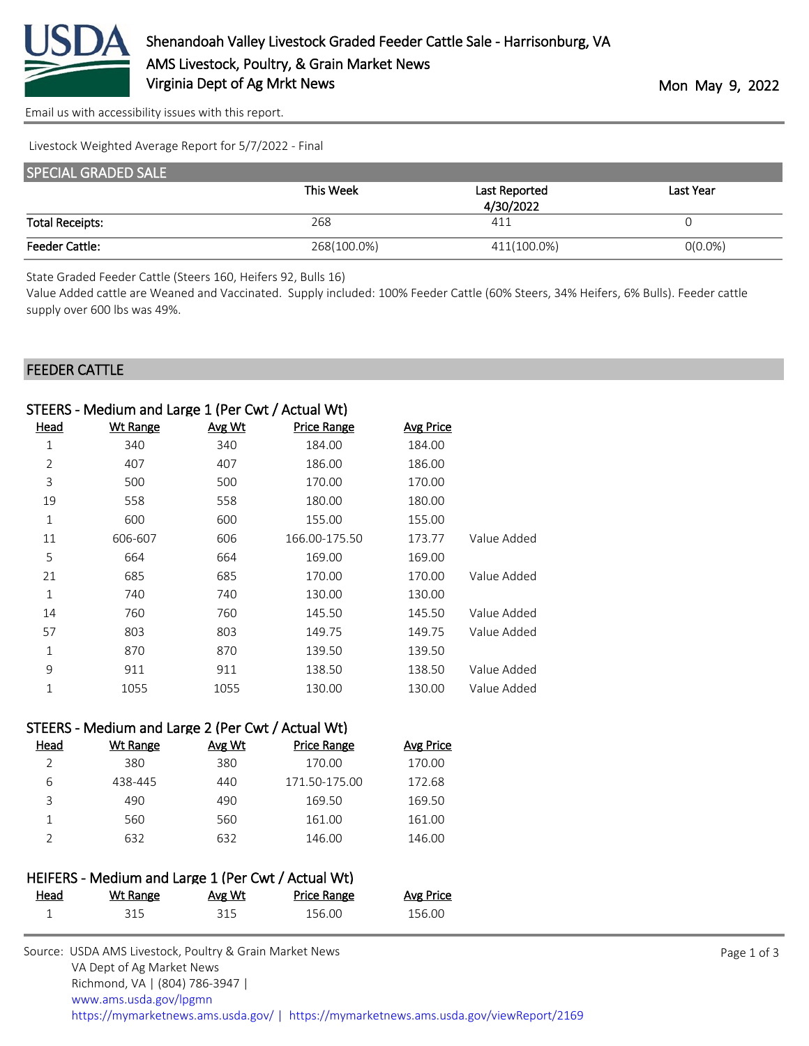# Shenandoah Valley Livestock Graded Feeder Cattle Sale - Harrisonburg, VA

AMS Livestock, Poultry, & Grain Market News

Virginia Dept of Ag Mrkt News

Mon May 9, 2022

Email us with accessibility issues with this report.

Livestock Weighted Average Report for 5/7/2022 - Final

## SPECIAL GRADED SALE

| | This Week | Last Reported 4/30/2022 | Last Year |
|---|---|---|---|
| Total Receipts: | 268 | 411 | 0 |
| Feeder Cattle: | 268(100.0%) | 411(100.0%) | 0(0.0%) |

State Graded Feeder Cattle (Steers 160, Heifers 92, Bulls 16)

Value Added cattle are Weaned and Vaccinated. Supply included: 100% Feeder Cattle (60% Steers, 34% Heifers, 6% Bulls). Feeder cattle supply over 600 lbs was 49%.

## FEEDER CATTLE

### STEERS - Medium and Large 1 (Per Cwt / Actual Wt)

| Head | Wt Range | Avg Wt | Price Range | Avg Price | |
|---|---|---|---|---|---|
| 1 | 340 | 340 | 184.00 | 184.00 | |
| 2 | 407 | 407 | 186.00 | 186.00 | |
| 3 | 500 | 500 | 170.00 | 170.00 | |
| 19 | 558 | 558 | 180.00 | 180.00 | |
| 1 | 600 | 600 | 155.00 | 155.00 | |
| 11 | 606-607 | 606 | 166.00-175.50 | 173.77 | Value Added |
| 5 | 664 | 664 | 169.00 | 169.00 | |
| 21 | 685 | 685 | 170.00 | 170.00 | Value Added |
| 1 | 740 | 740 | 130.00 | 130.00 | |
| 14 | 760 | 760 | 145.50 | 145.50 | Value Added |
| 57 | 803 | 803 | 149.75 | 149.75 | Value Added |
| 1 | 870 | 870 | 139.50 | 139.50 | |
| 9 | 911 | 911 | 138.50 | 138.50 | Value Added |
| 1 | 1055 | 1055 | 130.00 | 130.00 | Value Added |

### STEERS - Medium and Large 2 (Per Cwt / Actual Wt)

| Head | Wt Range | Avg Wt | Price Range | Avg Price |
|---|---|---|---|---|
| 2 | 380 | 380 | 170.00 | 170.00 |
| 6 | 438-445 | 440 | 171.50-175.00 | 172.68 |
| 3 | 490 | 490 | 169.50 | 169.50 |
| 1 | 560 | 560 | 161.00 | 161.00 |
| 2 | 632 | 632 | 146.00 | 146.00 |

### HEIFERS - Medium and Large 1 (Per Cwt / Actual Wt)

| Head | Wt Range | Avg Wt | Price Range | Avg Price |
|---|---|---|---|---|
| 1 | 315 | 315 | 156.00 | 156.00 |

Source: USDA AMS Livestock, Poultry & Grain Market News
VA Dept of Ag Market News
Richmond, VA | (804) 786-3947 |
www.ams.usda.gov/lpgmn
https://mymarketnews.ams.usda.gov/ | https://mymarketnews.ams.usda.gov/viewReport/2169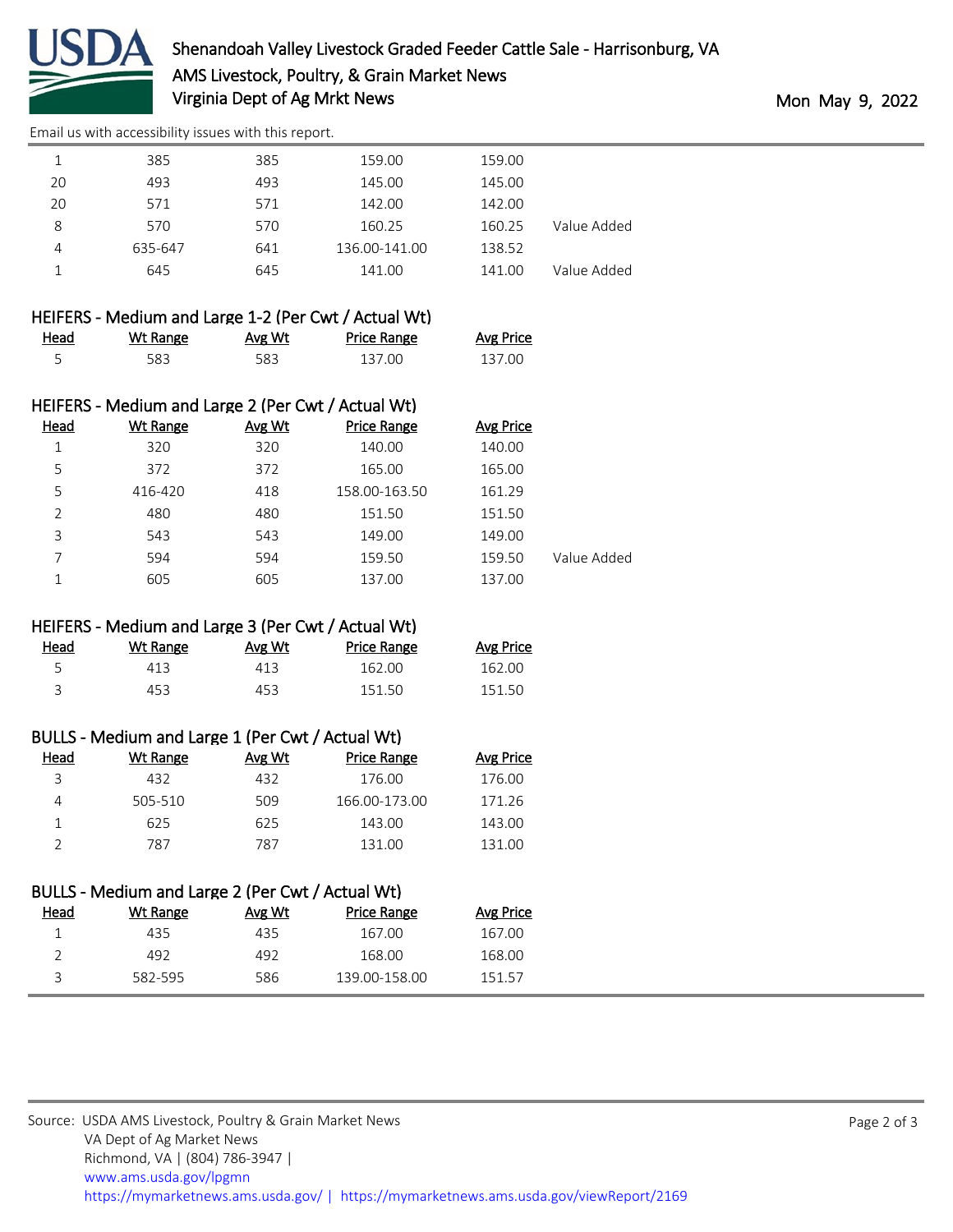| Head | Wt Range | Avg Wt | Price Range | Avg Price | |
|---|---|---|---|---|---|
| 1 | 385 | 385 | 159.00 | 159.00 | |
| 20 | 493 | 493 | 145.00 | 145.00 | |
| 20 | 571 | 571 | 142.00 | 142.00 | |
| 8 | 570 | 570 | 160.25 | 160.25 | Value Added |
| 4 | 635-647 | 641 | 136.00-141.00 | 138.52 | |
| 1 | 645 | 645 | 141.00 | 141.00 | Value Added |

### HEIFERS - Medium and Large 1-2 (Per Cwt / Actual Wt)

| Head | Wt Range | Avg Wt | Price Range | Avg Price |
|---|---|---|---|---|
| 5 | 583 | 583 | 137.00 | 137.00 |

### HEIFERS - Medium and Large 2 (Per Cwt / Actual Wt)

| Head | Wt Range | Avg Wt | Price Range | Avg Price | |
|---|---|---|---|---|---|
| 1 | 320 | 320 | 140.00 | 140.00 | |
| 5 | 372 | 372 | 165.00 | 165.00 | |
| 5 | 416-420 | 418 | 158.00-163.50 | 161.29 | |
| 2 | 480 | 480 | 151.50 | 151.50 | |
| 3 | 543 | 543 | 149.00 | 149.00 | |
| 7 | 594 | 594 | 159.50 | 159.50 | Value Added |
| 1 | 605 | 605 | 137.00 | 137.00 | |

### HEIFERS - Medium and Large 3 (Per Cwt / Actual Wt)

| Head | Wt Range | Avg Wt | Price Range | Avg Price |
|---|---|---|---|---|
| 5 | 413 | 413 | 162.00 | 162.00 |
| 3 | 453 | 453 | 151.50 | 151.50 |

### BULLS - Medium and Large 1 (Per Cwt / Actual Wt)

| Head | Wt Range | Avg Wt | Price Range | Avg Price |
|---|---|---|---|---|
| 3 | 432 | 432 | 176.00 | 176.00 |
| 4 | 505-510 | 509 | 166.00-173.00 | 171.26 |
| 1 | 625 | 625 | 143.00 | 143.00 |
| 2 | 787 | 787 | 131.00 | 131.00 |

### BULLS - Medium and Large 2 (Per Cwt / Actual Wt)

| Head | Wt Range | Avg Wt | Price Range | Avg Price |
|---|---|---|---|---|
| 1 | 435 | 435 | 167.00 | 167.00 |
| 2 | 492 | 492 | 168.00 | 168.00 |
| 3 | 582-595 | 586 | 139.00-158.00 | 151.57 |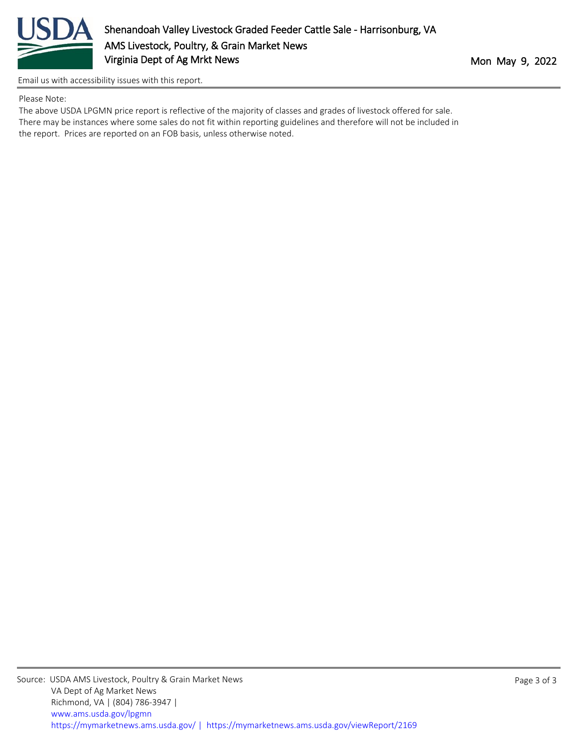Please Note:

The above USDA LPGMN price report is reflective of the majority of classes and grades of livestock offered for sale. There may be instances where some sales do not fit within reporting guidelines and therefore will not be included in the report. Prices are reported on an FOB basis, unless otherwise noted.